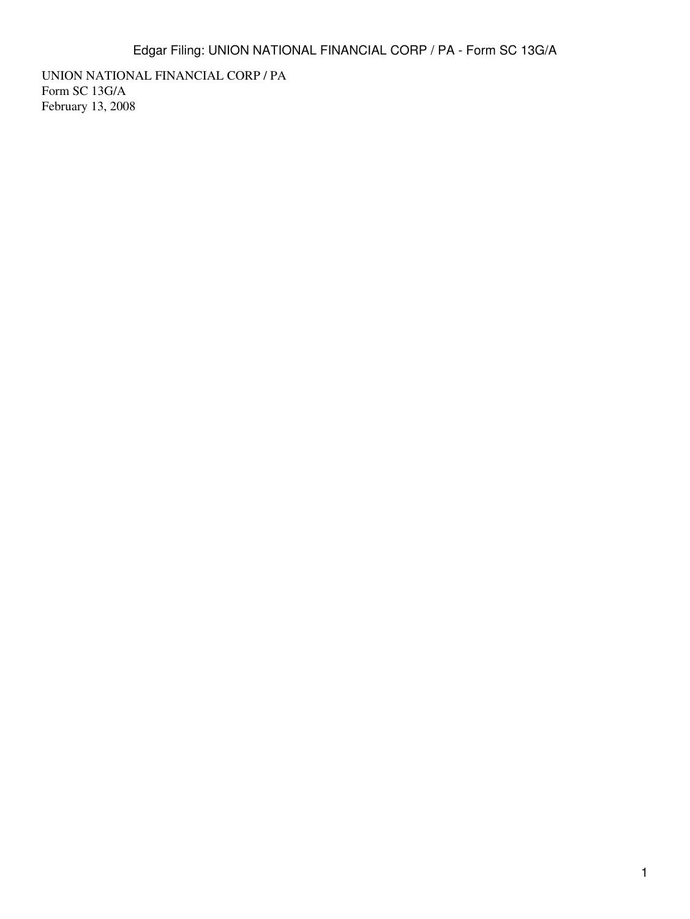UNION NATIONAL FINANCIAL CORP / PA
Form SC 13G/A
February 13, 2008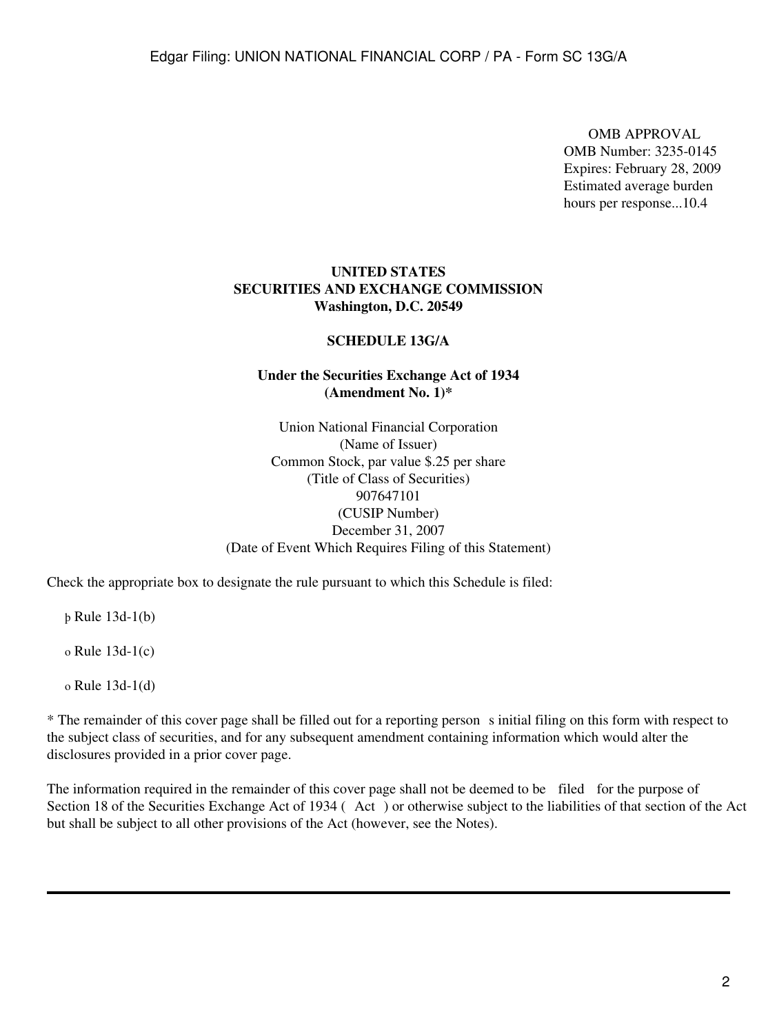OMB APPROVAL
OMB Number: 3235-0145
Expires: February 28, 2009
Estimated average burden
hours per response...10.4

**UNITED STATES**
**SECURITIES AND EXCHANGE COMMISSION**
**Washington, D.C. 20549**

**SCHEDULE 13G/A**

**Under the Securities Exchange Act of 1934**
**(Amendment No. 1)***

Union National Financial Corporation
(Name of Issuer)
Common Stock, par value $.25 per share
(Title of Class of Securities)
907647101
(CUSIP Number)
December 31, 2007
(Date of Event Which Requires Filing of this Statement)

Check the appropriate box to designate the rule pursuant to which this Schedule is filed:

þ Rule 13d-1(b)

o Rule 13d-1(c)

o Rule 13d-1(d)

* The remainder of this cover page shall be filled out for a reporting person s initial filing on this form with respect to the subject class of securities, and for any subsequent amendment containing information which would alter the disclosures provided in a prior cover page.

The information required in the remainder of this cover page shall not be deemed to be filed for the purpose of Section 18 of the Securities Exchange Act of 1934 ( Act ) or otherwise subject to the liabilities of that section of the Act but shall be subject to all other provisions of the Act (however, see the Notes).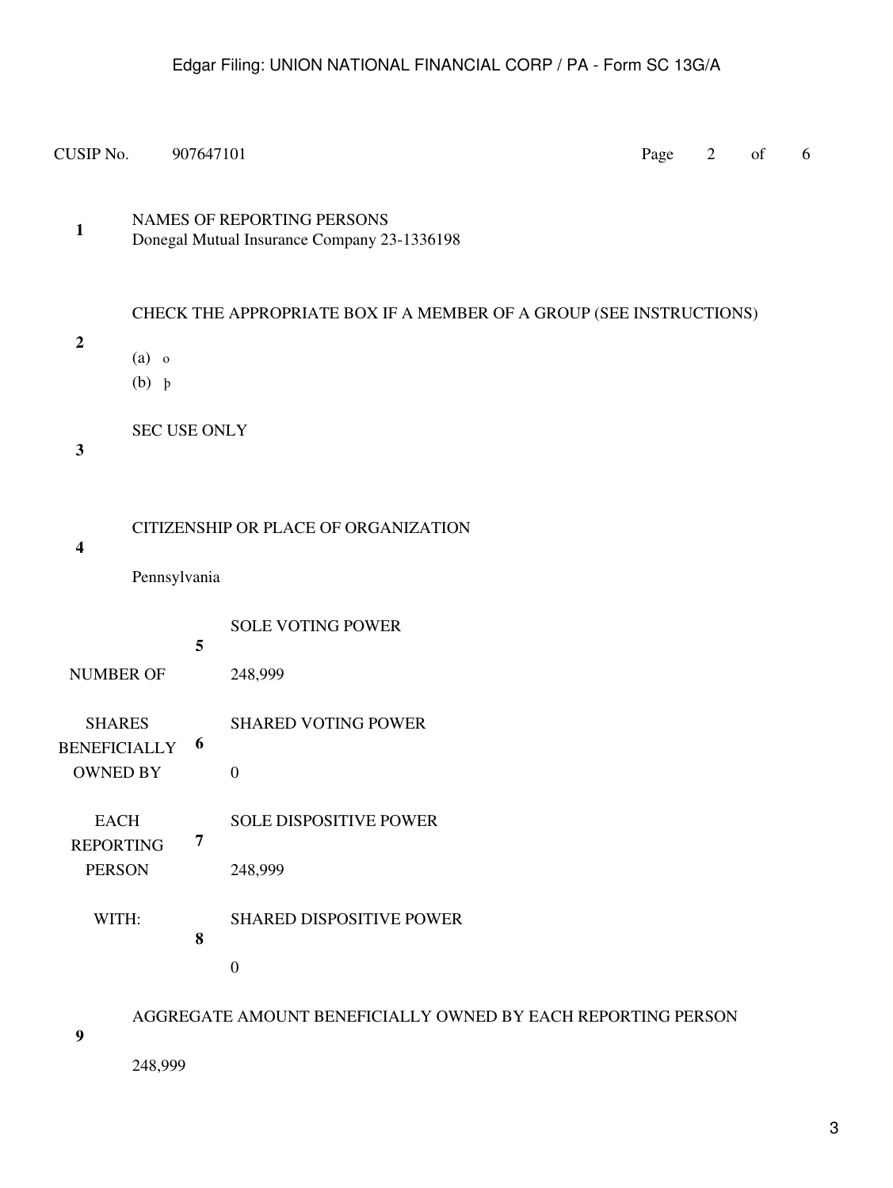CUSIP No. 907647101

| | | | |
|---|---|---|---|
| **1** | NAMES OF REPORTING PERSONS<br>Donegal Mutual Insurance Company 23-1336198 | | |
| **2** | CHECK THE APPROPRIATE BOX IF A MEMBER OF A GROUP (SEE INSTRUCTIONS)<br>(a) o<br>(b) þ | | |
| **3** | SEC USE ONLY | | |
| **4** | CITIZENSHIP OR PLACE OF ORGANIZATION<br>Pennsylvania | | |
| NUMBER OF SHARES BENEFICIALLY OWNED BY EACH REPORTING PERSON WITH: | **5** | SOLE VOTING POWER<br>248,999 | |
| | **6** | SHARED VOTING POWER<br>0 | |
| | **7** | SOLE DISPOSITIVE POWER<br>248,999 | |
| | **8** | SHARED DISPOSITIVE POWER<br>0 | |
| **9** | AGGREGATE AMOUNT BENEFICIALLY OWNED BY EACH REPORTING PERSON<br>248,999 | | |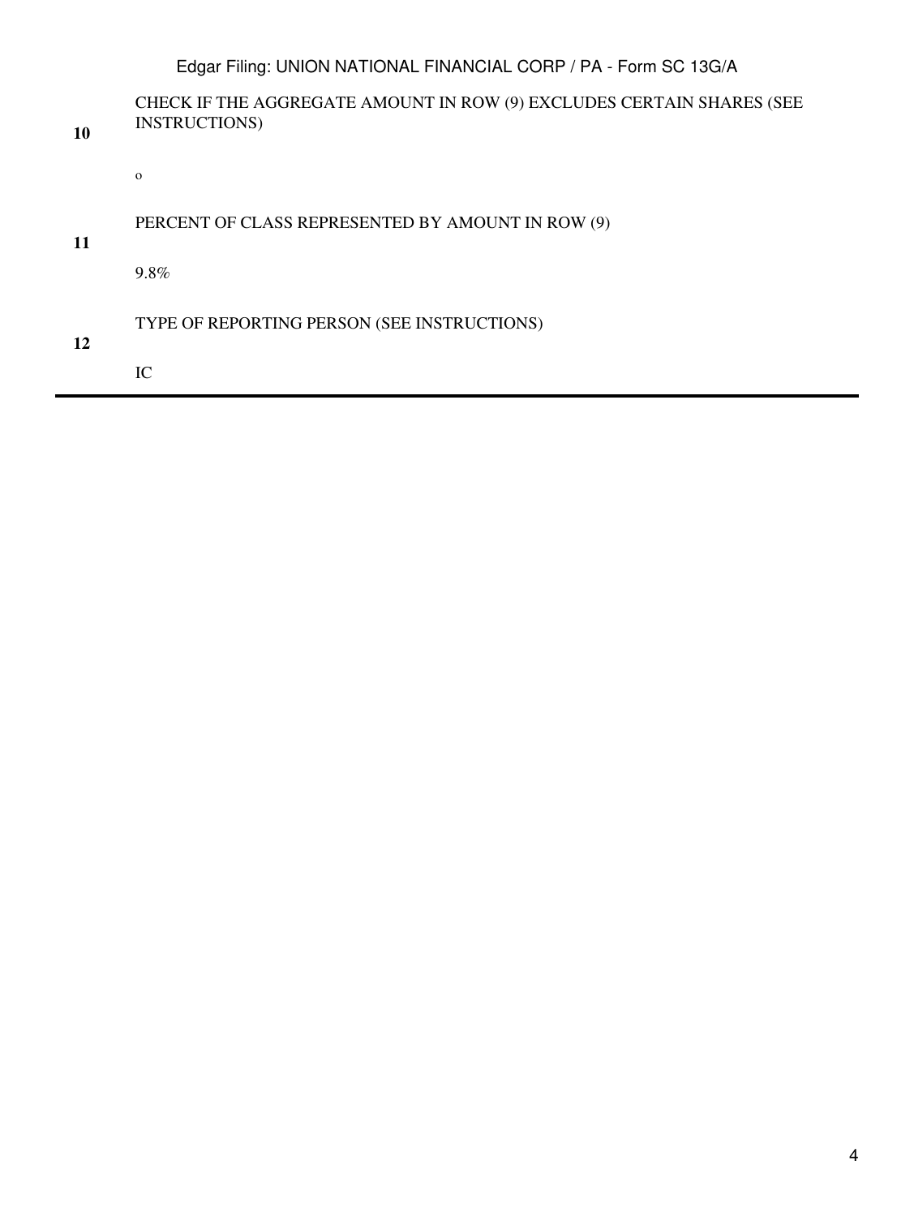| | |
|---|---|
| **10** | CHECK IF THE AGGREGATE AMOUNT IN ROW (9) EXCLUDES CERTAIN SHARES (SEE INSTRUCTIONS)<br><br>o |
| **11** | PERCENT OF CLASS REPRESENTED BY AMOUNT IN ROW (9)<br><br>9.8% |
| **12** | TYPE OF REPORTING PERSON (SEE INSTRUCTIONS)<br><br>IC |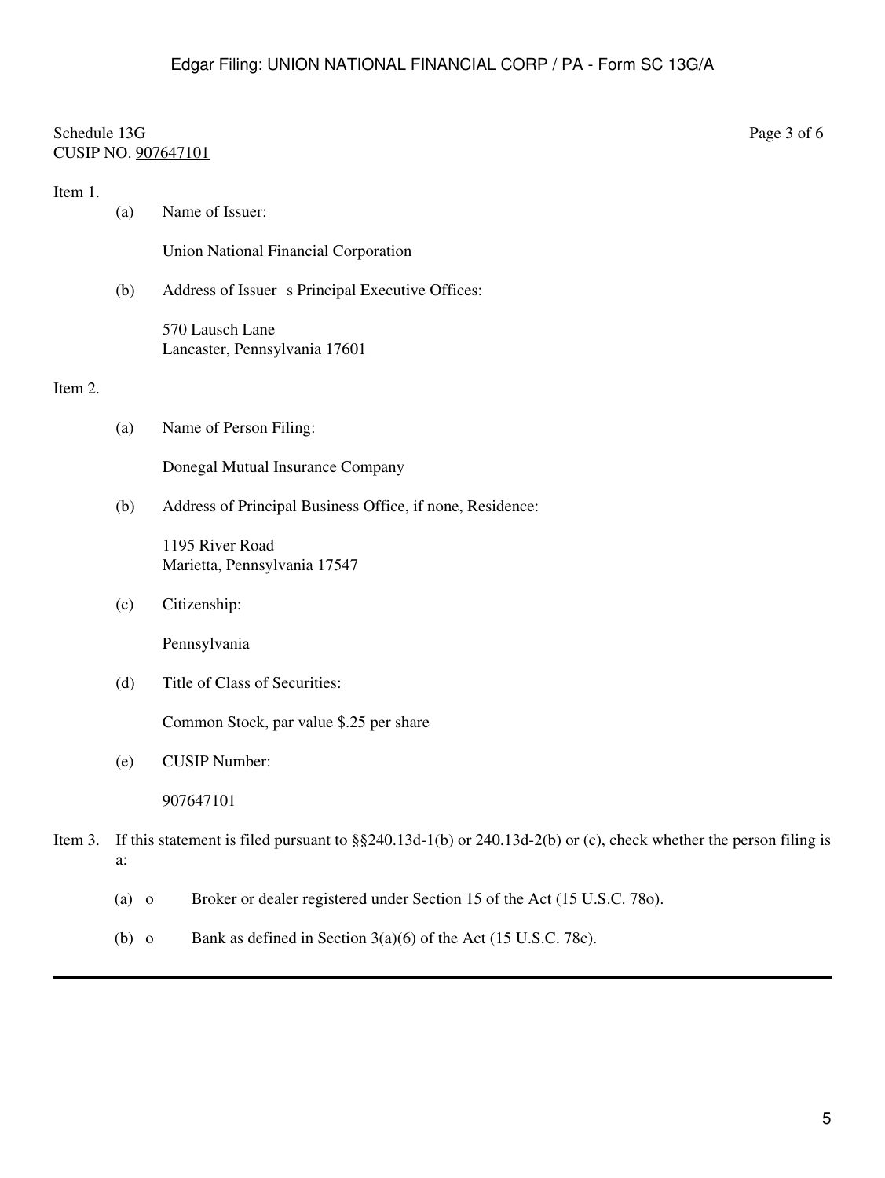Schedule 13G
CUSIP NO. 907647101

Item 1.

(a) Name of Issuer:

Union National Financial Corporation

(b) Address of Issuer s Principal Executive Offices:

570 Lausch Lane
Lancaster, Pennsylvania 17601

Item 2.

(a) Name of Person Filing:

Donegal Mutual Insurance Company

(b) Address of Principal Business Office, if none, Residence:

1195 River Road
Marietta, Pennsylvania 17547

(c) Citizenship:

Pennsylvania

(d) Title of Class of Securities:

Common Stock, par value $.25 per share

(e) CUSIP Number:

907647101

Item 3. If this statement is filed pursuant to §§240.13d-1(b) or 240.13d-2(b) or (c), check whether the person filing is a:

(a) o Broker or dealer registered under Section 15 of the Act (15 U.S.C. 78o).

(b) o Bank as defined in Section 3(a)(6) of the Act (15 U.S.C. 78c).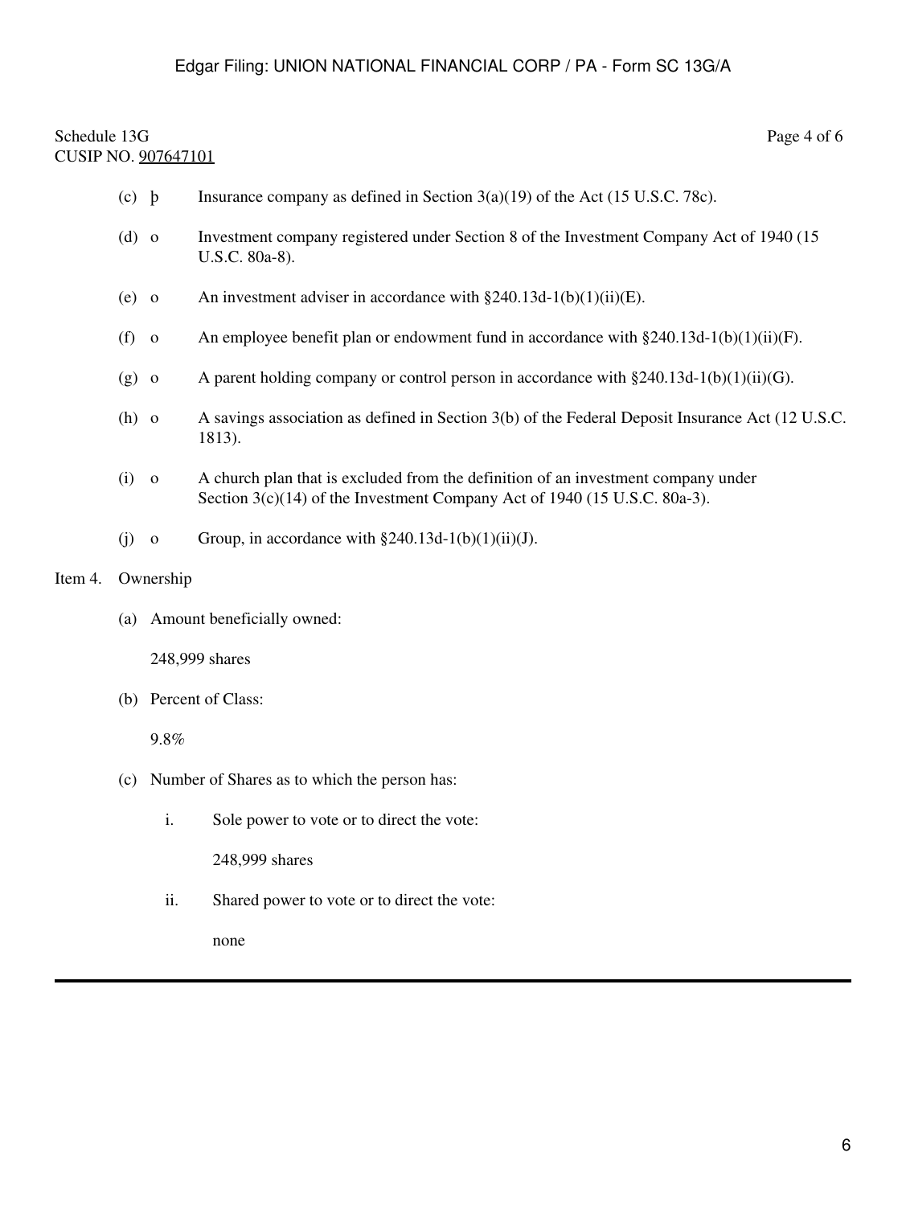Schedule 13G
CUSIP NO. 907647101

(c) þ Insurance company as defined in Section 3(a)(19) of the Act (15 U.S.C. 78c).

(d) o Investment company registered under Section 8 of the Investment Company Act of 1940 (15 U.S.C. 80a-8).

(e) o An investment adviser in accordance with §240.13d-1(b)(1)(ii)(E).

(f) o An employee benefit plan or endowment fund in accordance with §240.13d-1(b)(1)(ii)(F).

(g) o A parent holding company or control person in accordance with §240.13d-1(b)(1)(ii)(G).

(h) o A savings association as defined in Section 3(b) of the Federal Deposit Insurance Act (12 U.S.C. 1813).

(i) o A church plan that is excluded from the definition of an investment company under Section 3(c)(14) of the Investment Company Act of 1940 (15 U.S.C. 80a-3).

(j) o Group, in accordance with §240.13d-1(b)(1)(ii)(J).

Item 4. Ownership

(a) Amount beneficially owned:

248,999 shares

(b) Percent of Class:

9.8%

(c) Number of Shares as to which the person has:

i. Sole power to vote or to direct the vote:

248,999 shares

ii. Shared power to vote or to direct the vote:

none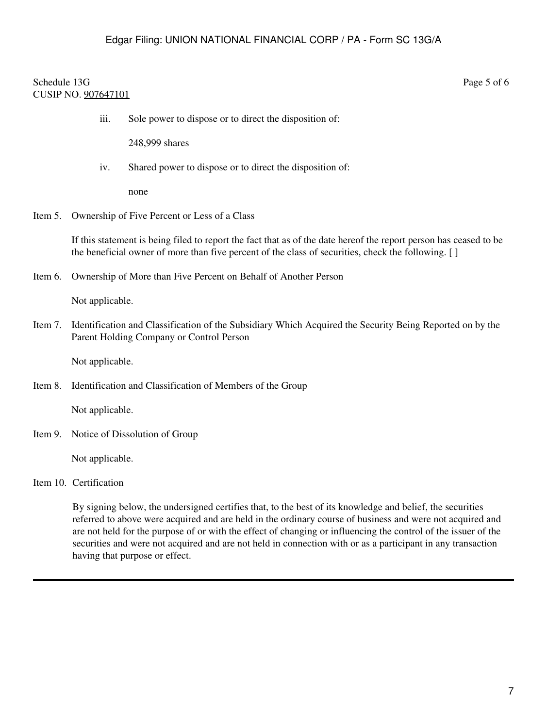Schedule 13G
CUSIP NO. 907647101

iii. Sole power to dispose or to direct the disposition of:

248,999 shares

iv. Shared power to dispose or to direct the disposition of:

none

Item 5. Ownership of Five Percent or Less of a Class

If this statement is being filed to report the fact that as of the date hereof the report person has ceased to be the beneficial owner of more than five percent of the class of securities, check the following. [ ]

Item 6. Ownership of More than Five Percent on Behalf of Another Person

Not applicable.

Item 7. Identification and Classification of the Subsidiary Which Acquired the Security Being Reported on by the Parent Holding Company or Control Person

Not applicable.

Item 8. Identification and Classification of Members of the Group

Not applicable.

Item 9. Notice of Dissolution of Group

Not applicable.

Item 10. Certification

By signing below, the undersigned certifies that, to the best of its knowledge and belief, the securities referred to above were acquired and are held in the ordinary course of business and were not acquired and are not held for the purpose of or with the effect of changing or influencing the control of the issuer of the securities and were not acquired and are not held in connection with or as a participant in any transaction having that purpose or effect.

---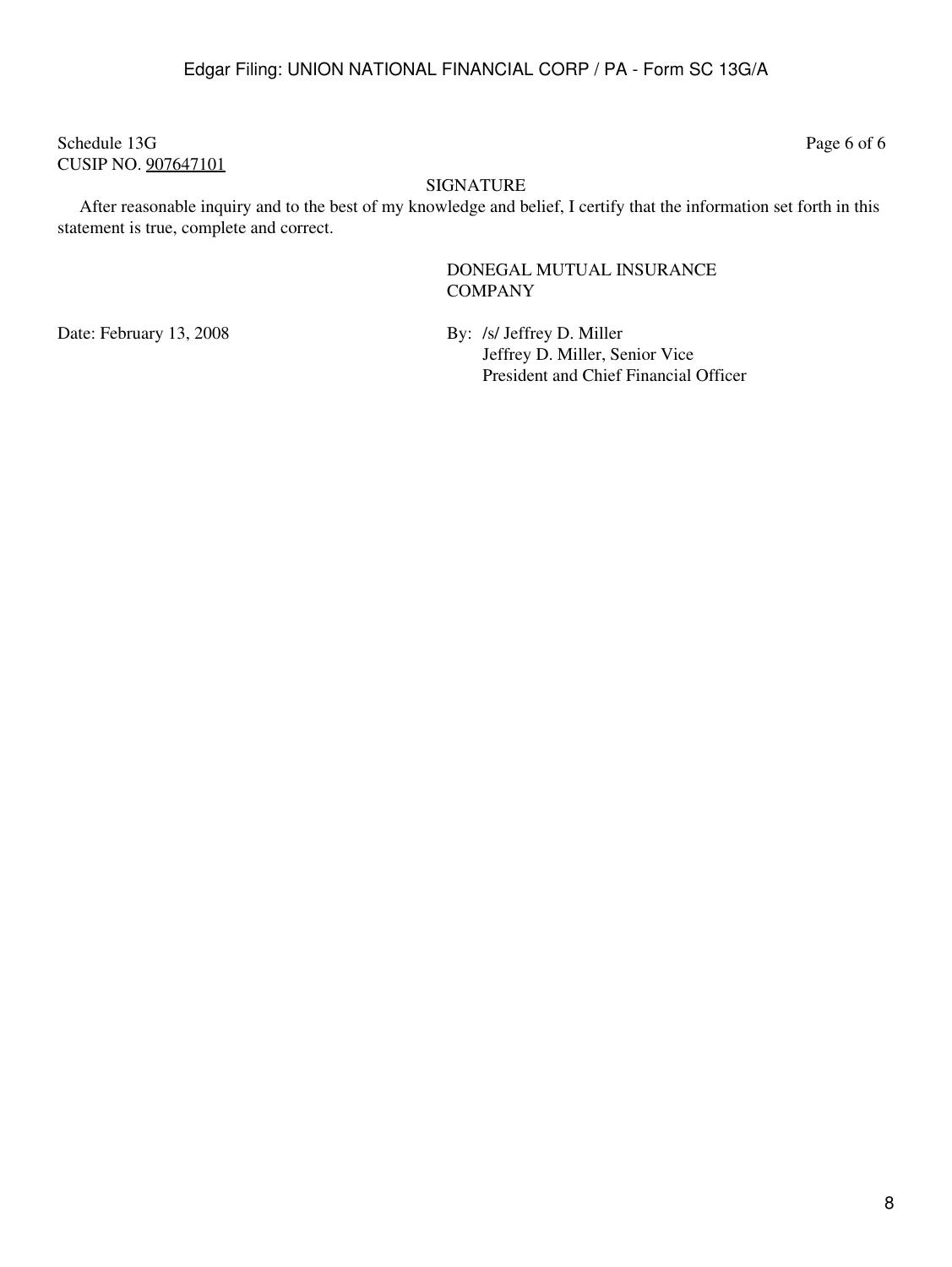Schedule 13G
CUSIP NO. 907647101

SIGNATURE

After reasonable inquiry and to the best of my knowledge and belief, I certify that the information set forth in this statement is true, complete and correct.

DONEGAL MUTUAL INSURANCE COMPANY

Date: February 13, 2008

By: /s/ Jeffrey D. Miller
Jeffrey D. Miller, Senior Vice President and Chief Financial Officer